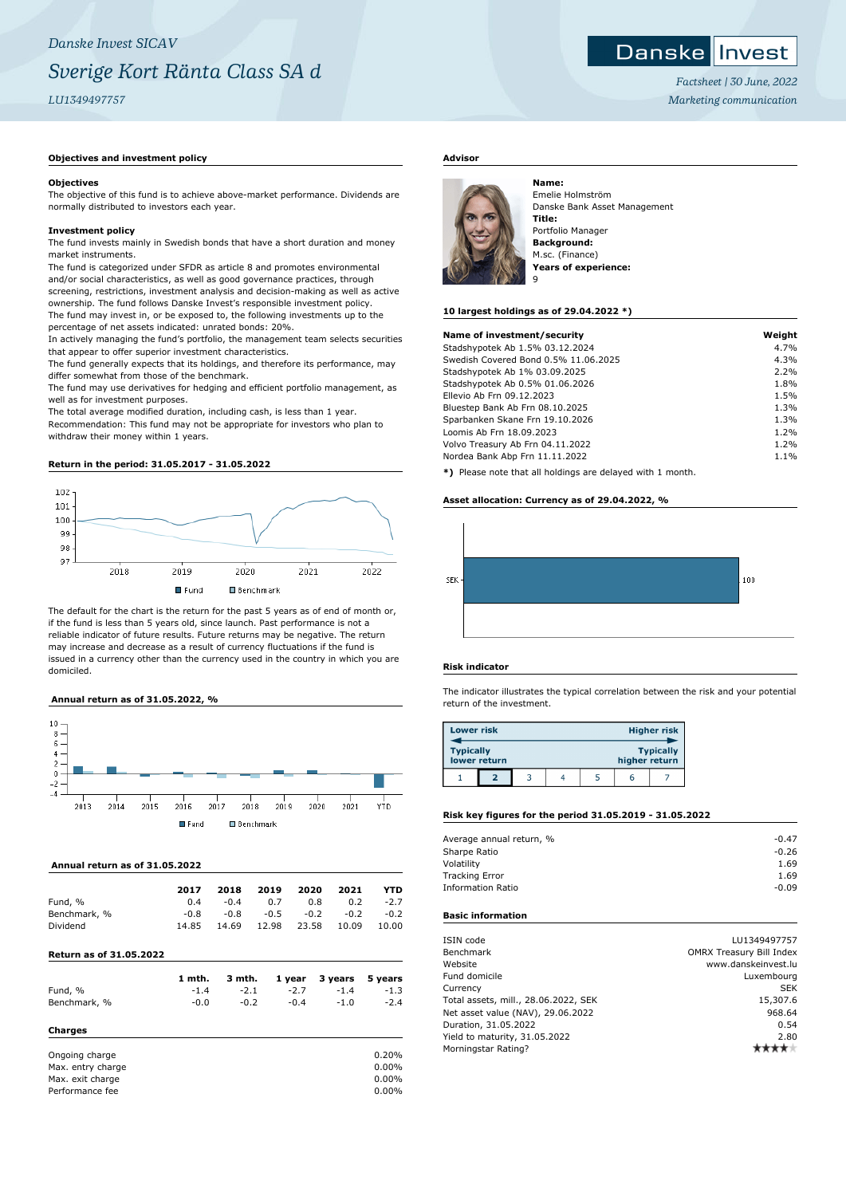*Danske Invest SICAV*

# *Sverige Kort Ränta Class SA d*

*LU1349497757*

Danske Invest

*Factsheet | 30 June, 2022*

*Marketing communication*

## Objectives and investment policy

**Objectives**

The objective of this fund is to achieve above-market performance. Dividends are normally distributed to investors each year.

**Investment policy**

The fund invests mainly in Swedish bonds that have a short duration and money market instruments.

The fund is categorized under SFDR as article 8 and promotes environmental and/or social characteristics, as well as good governance practices, through screening, restrictions, investment analysis and decision-making as well as active ownership. The fund follows Danske Invest's responsible investment policy.

The fund may invest in, or be exposed to, the following investments up to the percentage of net assets indicated: unrated bonds: 20%.

In actively managing the fund's portfolio, the management team selects securities that appear to offer superior investment characteristics.

The fund generally expects that its holdings, and therefore its performance, may differ somewhat from those of the benchmark.

The fund may use derivatives for hedging and efficient portfolio management, as well as for investment purposes.

The total average modified duration, including cash, is less than 1 year.

Recommendation: This fund may not be appropriate for investors who plan to withdraw their money within 1 years.

## Return in the period: 31.05.2017 - 31.05.2022

The default for the chart is the return for the past 5 years as of end of month or, if the fund is less than 5 years old, since launch. Past performance is not a reliable indicator of future results. Future returns may be negative. The return may increase and decrease as a result of currency fluctuations if the fund is issued in a currency other than the currency used in the country in which you are domiciled.

## Annual return as of 31.05.2022, %

## Annual return as of 31.05.2022

| | 2017 | 2018 | 2019 | 2020 | 2021 | YTD |
|---|---|---|---|---|---|---|
| Fund, % | 0.4 | -0.4 | 0.7 | 0.8 | 0.2 | -2.7 |
| Benchmark, % | -0.8 | -0.8 | -0.5 | -0.2 | -0.2 | -0.2 |
| Dividend | 14.85 | 14.69 | 12.98 | 23.58 | 10.09 | 10.00 |

## Return as of 31.05.2022

| | 1 mth. | 3 mth. | 1 year | 3 years | 5 years |
|---|---|---|---|---|---|
| Fund, % | -1.4 | -2.1 | -2.7 | -1.4 | -1.3 |
| Benchmark, % | -0.0 | -0.2 | -0.4 | -1.0 | -2.4 |

## Charges

| | |
|---|---|
| Ongoing charge | 0.20% |
| Max. entry charge | 0.00% |
| Max. exit charge | 0.00% |
| Performance fee | 0.00% |

## Advisor

**Name:**
Emelie Holmström
Danske Bank Asset Management
**Title:**
Portfolio Manager
**Background:**
M.sc. (Finance)
**Years of experience:**
9

## 10 largest holdings as of 29.04.2022 *)

| Name of investment/security | Weight |
|---|---|
| Stadshypotek Ab 1.5% 03.12.2024 | 4.7% |
| Swedish Covered Bond 0.5% 11.06.2025 | 4.3% |
| Stadshypotek Ab 1% 03.09.2025 | 2.2% |
| Stadshypotek Ab 0.5% 01.06.2026 | 1.8% |
| Ellevio Ab Frn 09.12.2023 | 1.5% |
| Bluestep Bank Ab Frn 08.10.2025 | 1.3% |
| Sparbanken Skane Frn 19.10.2026 | 1.3% |
| Loomis Ab Frn 18.09.2023 | 1.2% |
| Volvo Treasury Ab Frn 04.11.2022 | 1.2% |
| Nordea Bank Abp Frn 11.11.2022 | 1.1% |

**\*)** Please note that all holdings are delayed with 1 month.

## Asset allocation: Currency as of 29.04.2022, %

| Currency | % |
|---|---|
| SEK | 100 |

## Risk indicator

The indicator illustrates the typical correlation between the risk and your potential return of the investment.

Lower risk – Higher risk
Typically lower return – Typically higher return

| 1 | **2** | 3 | 4 | 5 | 6 | 7 |
|---|---|---|---|---|---|---|

## Risk key figures for the period 31.05.2019 - 31.05.2022

| | |
|---|---|
| Average annual return, % | -0.47 |
| Sharpe Ratio | -0.26 |
| Volatility | 1.69 |
| Tracking Error | 1.69 |
| Information Ratio | -0.09 |

## Basic information

| | |
|---|---|
| ISIN code | LU1349497757 |
| Benchmark | OMRX Treasury Bill Index |
| Website | www.danskeinvest.lu |
| Fund domicile | Luxembourg |
| Currency | SEK |
| Total assets, mill., 28.06.2022, SEK | 15,307.6 |
| Net asset value (NAV), 29.06.2022 | 968.64 |
| Duration, 31.05.2022 | 0.54 |
| Yield to maturity, 31.05.2022 | 2.80 |
| Morningstar Rating? | ★★★★ |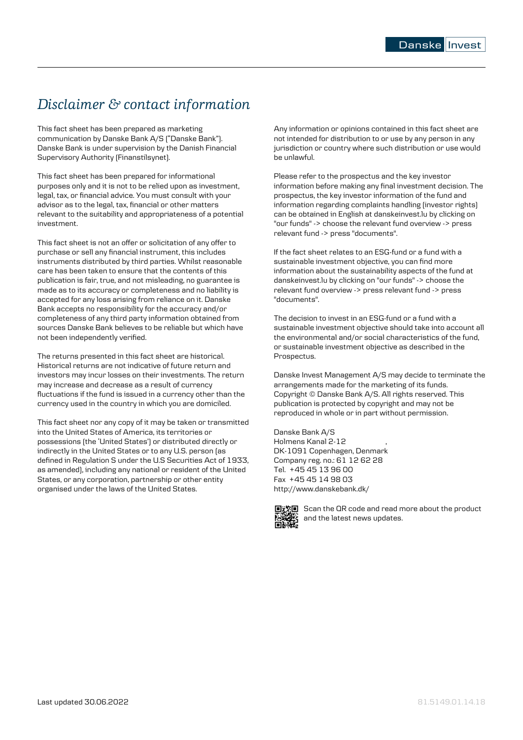# *Disclaimer & contact information*

This fact sheet has been prepared as marketing communication by Danske Bank A/S ("Danske Bank"). Danske Bank is under supervision by the Danish Financial Supervisory Authority (Finanstilsynet).

This fact sheet has been prepared for informational purposes only and it is not to be relied upon as investment, legal, tax, or financial advice. You must consult with your advisor as to the legal, tax, financial or other matters relevant to the suitability and appropriateness of a potential investment.

This fact sheet is not an offer or solicitation of any offer to purchase or sell any financial instrument, this includes instruments distributed by third parties. Whilst reasonable care has been taken to ensure that the contents of this publication is fair, true, and not misleading, no guarantee is made as to its accuracy or completeness and no liability is accepted for any loss arising from reliance on it. Danske Bank accepts no responsibility for the accuracy and/or completeness of any third party information obtained from sources Danske Bank believes to be reliable but which have not been independently verified.

The returns presented in this fact sheet are historical. Historical returns are not indicative of future return and investors may incur losses on their investments. The return may increase and decrease as a result of currency fluctuations if the fund is issued in a currency other than the currency used in the country in which you are domiciled.

This fact sheet nor any copy of it may be taken or transmitted into the United States of America, its territories or possessions (the 'United States') or distributed directly or indirectly in the United States or to any U.S. person (as defined in Regulation S under the U.S Securities Act of 1933, as amended), including any national or resident of the United States, or any corporation, partnership or other entity organised under the laws of the United States.

Any information or opinions contained in this fact sheet are not intended for distribution to or use by any person in any jurisdiction or country where such distribution or use would be unlawful.

Please refer to the prospectus and the key investor information before making any final investment decision. The prospectus, the key investor information of the fund and information regarding complaints handling (investor rights) can be obtained in English at danskeinvest.lu by clicking on "our funds" -> choose the relevant fund overview -> press relevant fund -> press "documents".

If the fact sheet relates to an ESG-fund or a fund with a sustainable investment objective, you can find more information about the sustainability aspects of the fund at danskeinvest.lu by clicking on "our funds" -> choose the relevant fund overview -> press relevant fund -> press "documents".

The decision to invest in an ESG-fund or a fund with a sustainable investment objective should take into account all the environmental and/or social characteristics of the fund, or sustainable investment objective as described in the Prospectus.

Danske Invest Management A/S may decide to terminate the arrangements made for the marketing of its funds.
Copyright © Danske Bank A/S. All rights reserved. This publication is protected by copyright and may not be reproduced in whole or in part without permission.

Danske Bank A/S
Holmens Kanal 2-12
DK-1091 Copenhagen, Denmark
Company reg. no.: 61 12 62 28
Tel. +45 45 13 96 00
Fax +45 45 14 98 03
http://www.danskebank.dk/

Scan the QR code and read more about the product and the latest news updates.

Last updated 30.06.2022

81.5149.01.14.18